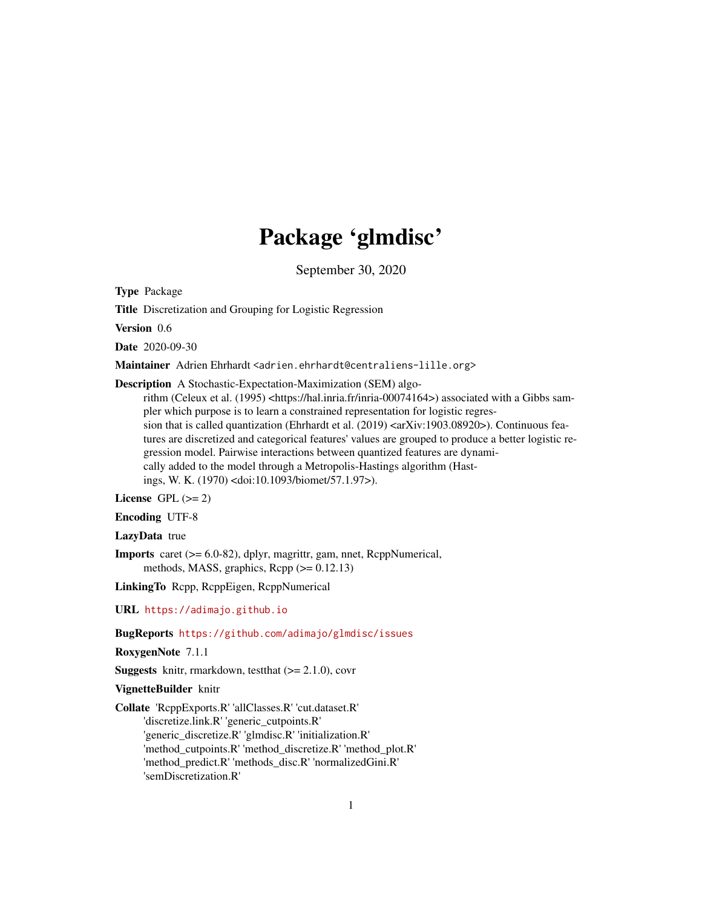# Package 'glmdisc'

September 30, 2020

**Type** Package

**Title** Discretization and Grouping for Logistic Regression

**Version** 0.6

**Date** 2020-09-30

**Maintainer** Adrien Ehrhardt <adrien.ehrhardt@centraliens-lille.org>

**Description** A Stochastic-Expectation-Maximization (SEM) algorithm (Celeux et al. (1995) <https://hal.inria.fr/inria-00074164>) associated with a Gibbs sampler which purpose is to learn a constrained representation for logistic regression that is called quantization (Ehrhardt et al. (2019) <arXiv:1903.08920>). Continuous features are discretized and categorical features' values are grouped to produce a better logistic regression model. Pairwise interactions between quantized features are dynamically added to the model through a Metropolis-Hastings algorithm (Hastings, W. K. (1970) <doi:10.1093/biomet/57.1.97>).

**License** GPL (>= 2)

**Encoding** UTF-8

**LazyData** true

**Imports** caret (>= 6.0-82), dplyr, magrittr, gam, nnet, RcppNumerical, methods, MASS, graphics, Rcpp (>= 0.12.13)

**LinkingTo** Rcpp, RcppEigen, RcppNumerical

**URL** https://adimajo.github.io

**BugReports** https://github.com/adimajo/glmdisc/issues

**RoxygenNote** 7.1.1

**Suggests** knitr, rmarkdown, testthat (>= 2.1.0), covr

**VignetteBuilder** knitr

**Collate** 'RcppExports.R' 'allClasses.R' 'cut.dataset.R' 'discretize.link.R' 'generic_cutpoints.R' 'generic_discretize.R' 'glmdisc.R' 'initialization.R' 'method_cutpoints.R' 'method_discretize.R' 'method_plot.R' 'method_predict.R' 'methods_disc.R' 'normalizedGini.R' 'semDiscretization.R'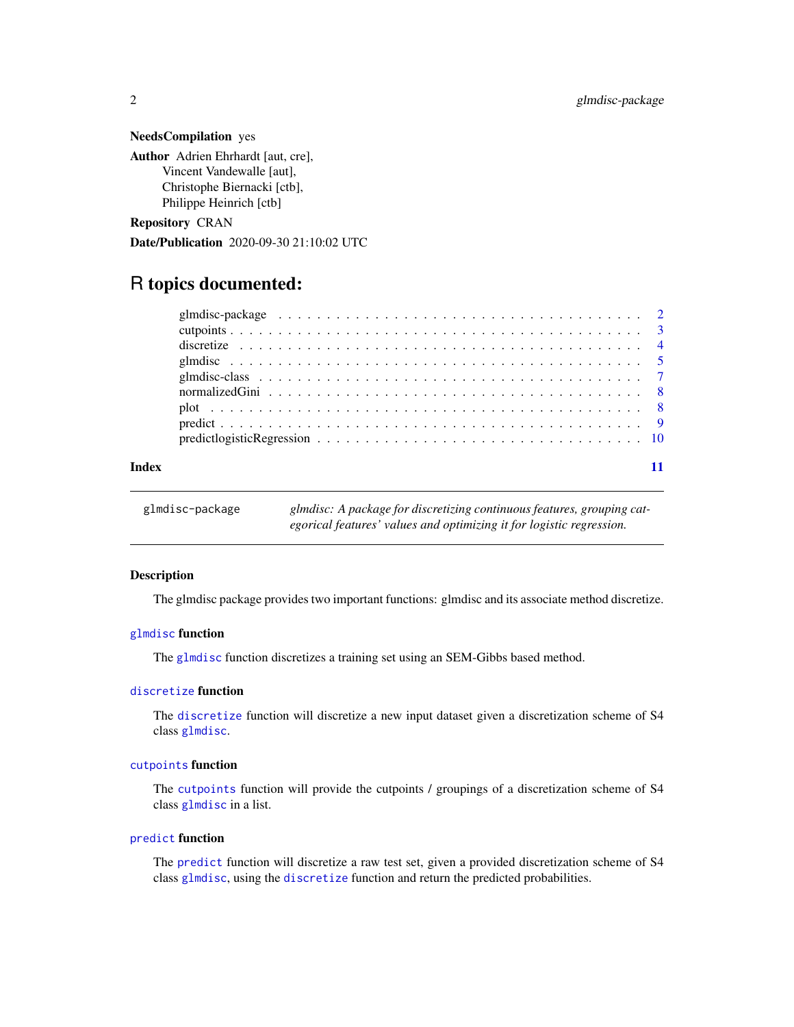**NeedsCompilation** yes

**Author** Adrien Ehrhardt [aut, cre],
Vincent Vandewalle [aut],
Christophe Biernacki [ctb],
Philippe Heinrich [ctb]

**Repository** CRAN

**Date/Publication** 2020-09-30 21:10:02 UTC

# R topics documented:

| | |
|---|---|
| glmdisc-package | 2 |
| cutpoints | 3 |
| discretize | 4 |
| glmdisc | 5 |
| glmdisc-class | 7 |
| normalizedGini | 8 |
| plot | 8 |
| predict | 9 |
| predictlogisticRegression | 10 |
| **Index** | **11** |

---

`glmdisc-package` *glmdisc: A package for discretizing continuous features, grouping categorical features' values and optimizing it for logistic regression.*

---

### Description

The glmdisc package provides two important functions: glmdisc and its associate method discretize.

### `glmdisc` function

The `glmdisc` function discretizes a training set using an SEM-Gibbs based method.

### `discretize` function

The `discretize` function will discretize a new input dataset given a discretization scheme of S4 class `glmdisc`.

### `cutpoints` function

The `cutpoints` function will provide the cutpoints / groupings of a discretization scheme of S4 class `glmdisc` in a list.

### `predict` function

The `predict` function will discretize a raw test set, given a provided discretization scheme of S4 class `glmdisc`, using the `discretize` function and return the predicted probabilities.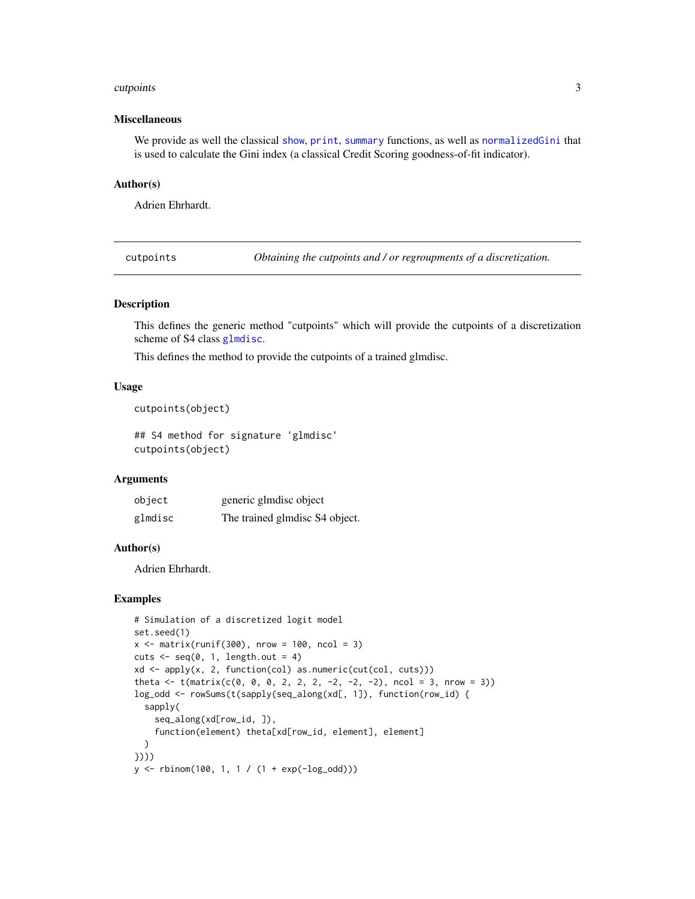### Miscellaneous

We provide as well the classical show, print, summary functions, as well as normalizedGini that is used to calculate the Gini index (a classical Credit Scoring goodness-of-fit indicator).

### Author(s)

Adrien Ehrhardt.

---

## cutpoints — *Obtaining the cutpoints and / or regroupments of a discretization.*

---

### Description

This defines the generic method "cutpoints" which will provide the cutpoints of a discretization scheme of S4 class glmdisc.

This defines the method to provide the cutpoints of a trained glmdisc.

### Usage

```
cutpoints(object)

## S4 method for signature 'glmdisc'
cutpoints(object)
```

### Arguments

| | |
|---|---|
| object | generic glmdisc object |
| glmdisc | The trained glmdisc S4 object. |

### Author(s)

Adrien Ehrhardt.

### Examples

```
# Simulation of a discretized logit model
set.seed(1)
x <- matrix(runif(300), nrow = 100, ncol = 3)
cuts <- seq(0, 1, length.out = 4)
xd <- apply(x, 2, function(col) as.numeric(cut(col, cuts)))
theta <- t(matrix(c(0, 0, 0, 2, 2, 2, -2, -2, -2), ncol = 3, nrow = 3))
log_odd <- rowSums(t(sapply(seq_along(xd[, 1]), function(row_id) {
  sapply(
    seq_along(xd[row_id, ]),
    function(element) theta[xd[row_id, element], element]
  )
})))
y <- rbinom(100, 1, 1 / (1 + exp(-log_odd)))
```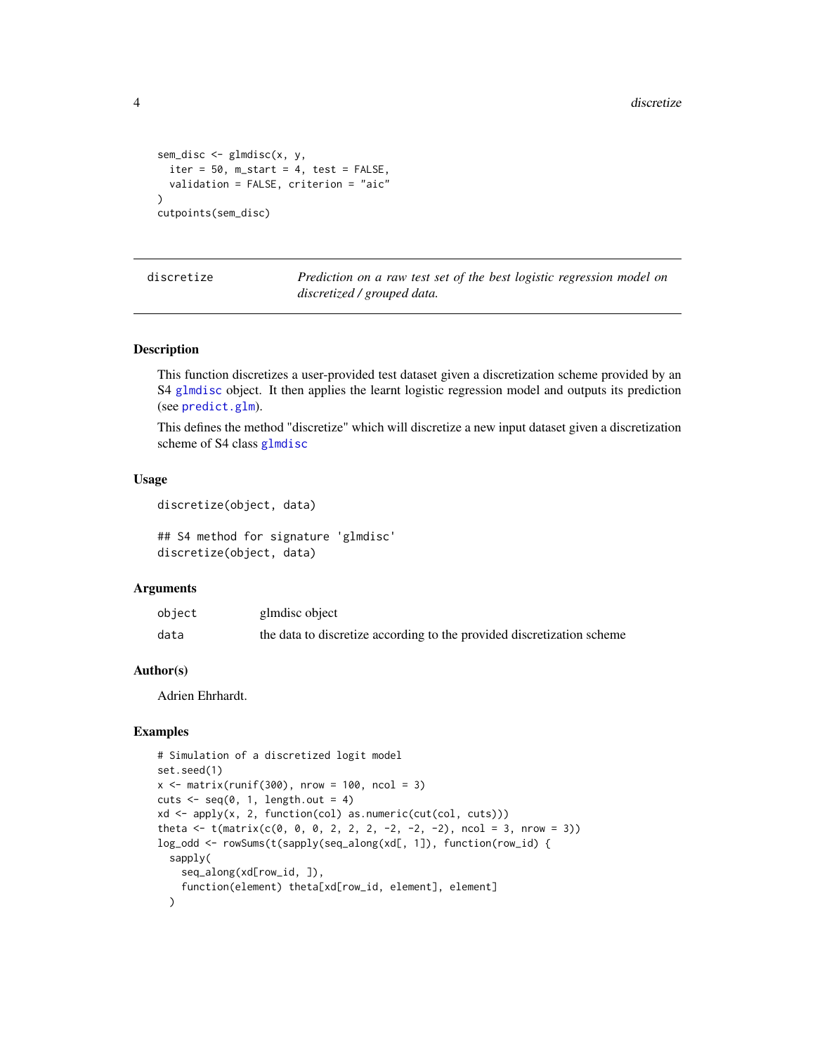```
sem_disc <- glmdisc(x, y,
  iter = 50, m_start = 4, test = FALSE,
  validation = FALSE, criterion = "aic"
)
cutpoints(sem_disc)
```

---

## discretize — *Prediction on a raw test set of the best logistic regression model on discretized / grouped data.*

### Description

This function discretizes a user-provided test dataset given a discretization scheme provided by an S4 glmdisc object. It then applies the learnt logistic regression model and outputs its prediction (see predict.glm).

This defines the method "discretize" which will discretize a new input dataset given a discretization scheme of S4 class glmdisc

### Usage

```
discretize(object, data)

## S4 method for signature 'glmdisc'
discretize(object, data)
```

### Arguments

| | |
|---|---|
| object | glmdisc object |
| data | the data to discretize according to the provided discretization scheme |

### Author(s)

Adrien Ehrhardt.

### Examples

```
# Simulation of a discretized logit model
set.seed(1)
x <- matrix(runif(300), nrow = 100, ncol = 3)
cuts <- seq(0, 1, length.out = 4)
xd <- apply(x, 2, function(col) as.numeric(cut(col, cuts)))
theta <- t(matrix(c(0, 0, 0, 2, 2, 2, -2, -2, -2), ncol = 3, nrow = 3))
log_odd <- rowSums(t(sapply(seq_along(xd[, 1]), function(row_id) {
  sapply(
    seq_along(xd[row_id, ]),
    function(element) theta[xd[row_id, element], element]
  )
```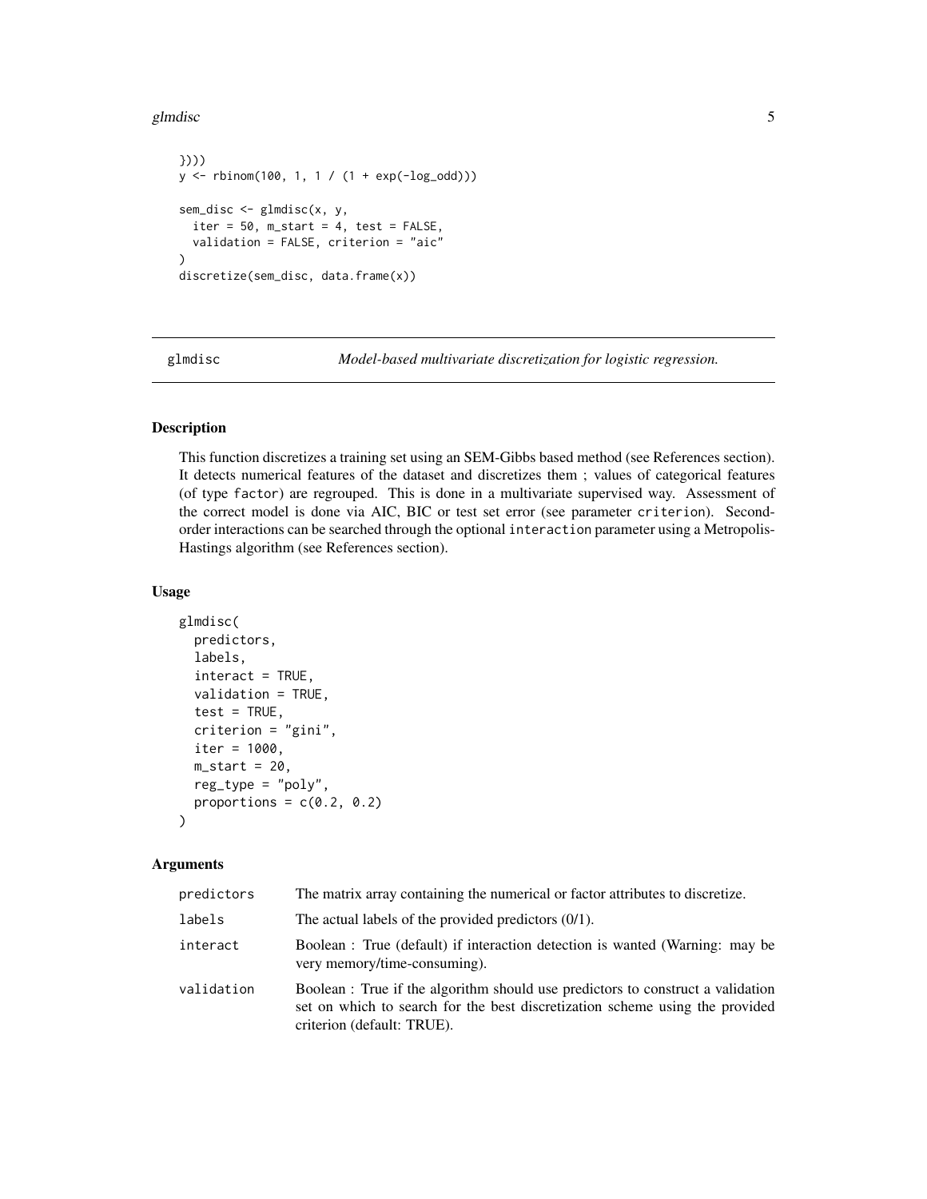```
})))
y <- rbinom(100, 1, 1 / (1 + exp(-log_odd)))

sem_disc <- glmdisc(x, y,
  iter = 50, m_start = 4, test = FALSE,
  validation = FALSE, criterion = "aic"
)
discretize(sem_disc, data.frame(x))
```

---

## glmdisc — *Model-based multivariate discretization for logistic regression.*

---

### Description

This function discretizes a training set using an SEM-Gibbs based method (see References section). It detects numerical features of the dataset and discretizes them ; values of categorical features (of type factor) are regrouped. This is done in a multivariate supervised way. Assessment of the correct model is done via AIC, BIC or test set error (see parameter criterion). Second-order interactions can be searched through the optional interaction parameter using a Metropolis-Hastings algorithm (see References section).

### Usage

```
glmdisc(
  predictors,
  labels,
  interact = TRUE,
  validation = TRUE,
  test = TRUE,
  criterion = "gini",
  iter = 1000,
  m_start = 20,
  reg_type = "poly",
  proportions = c(0.2, 0.2)
)
```

### Arguments

| | |
|---|---|
| predictors | The matrix array containing the numerical or factor attributes to discretize. |
| labels | The actual labels of the provided predictors (0/1). |
| interact | Boolean : True (default) if interaction detection is wanted (Warning: may be very memory/time-consuming). |
| validation | Boolean : True if the algorithm should use predictors to construct a validation set on which to search for the best discretization scheme using the provided criterion (default: TRUE). |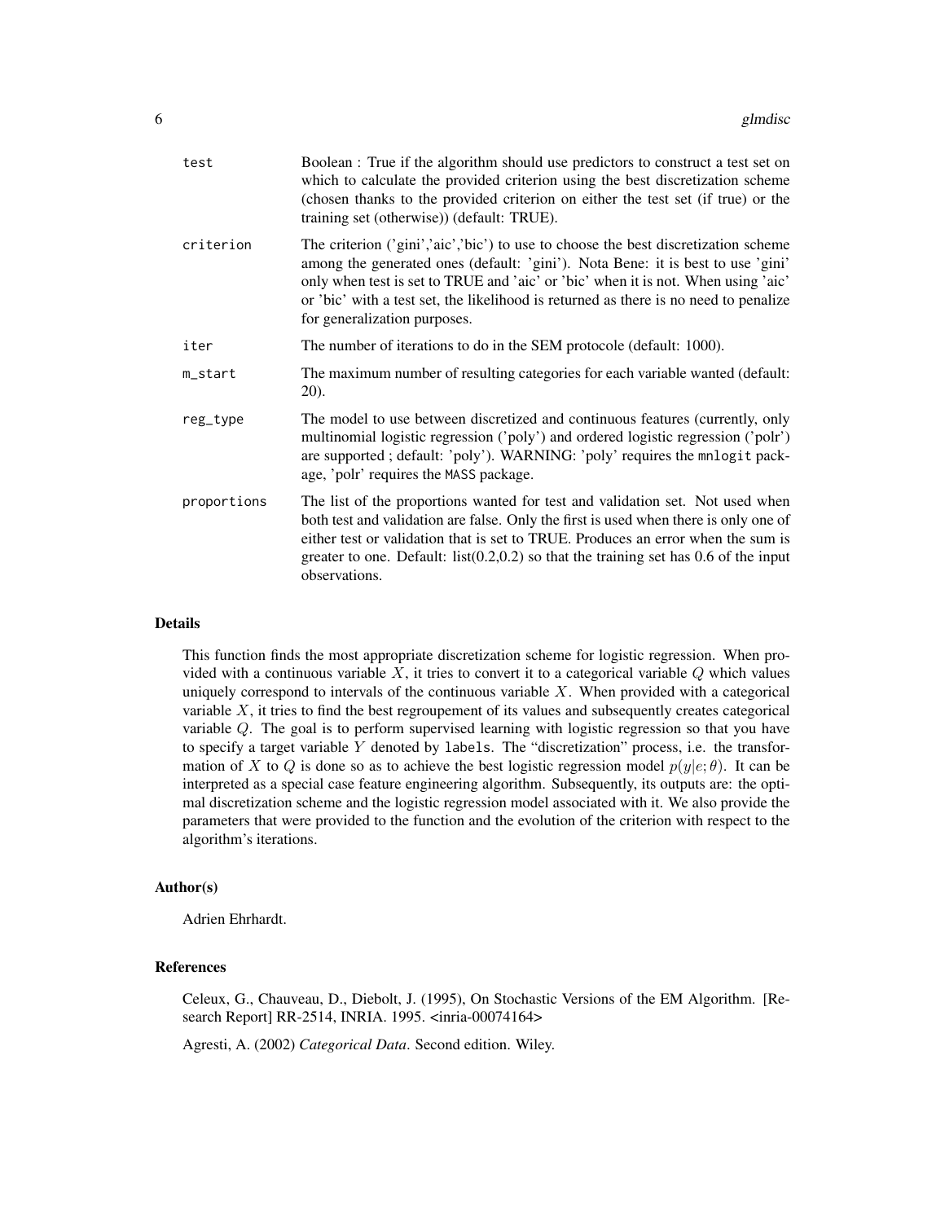| | |
|---|---|
| `test` | Boolean : True if the algorithm should use predictors to construct a test set on which to calculate the provided criterion using the best discretization scheme (chosen thanks to the provided criterion on either the test set (if true) or the training set (otherwise)) (default: TRUE). |
| `criterion` | The criterion ('gini','aic','bic') to use to choose the best discretization scheme among the generated ones (default: 'gini'). Nota Bene: it is best to use 'gini' only when test is set to TRUE and 'aic' or 'bic' when it is not. When using 'aic' or 'bic' with a test set, the likelihood is returned as there is no need to penalize for generalization purposes. |
| `iter` | The number of iterations to do in the SEM protocole (default: 1000). |
| `m_start` | The maximum number of resulting categories for each variable wanted (default: 20). |
| `reg_type` | The model to use between discretized and continuous features (currently, only multinomial logistic regression ('poly') and ordered logistic regression ('polr') are supported ; default: 'poly'). WARNING: 'poly' requires the `mnlogit` package, 'polr' requires the `MASS` package. |
| `proportions` | The list of the proportions wanted for test and validation set. Not used when both test and validation are false. Only the first is used when there is only one of either test or validation that is set to TRUE. Produces an error when the sum is greater to one. Default: list(0.2,0.2) so that the training set has 0.6 of the input observations. |

## Details

This function finds the most appropriate discretization scheme for logistic regression. When provided with a continuous variable $X$, it tries to convert it to a categorical variable $Q$ which values uniquely correspond to intervals of the continuous variable $X$. When provided with a categorical variable $X$, it tries to find the best regroupement of its values and subsequently creates categorical variable $Q$. The goal is to perform supervised learning with logistic regression so that you have to specify a target variable $Y$ denoted by `labels`. The "discretization" process, i.e. the transformation of $X$ to $Q$ is done so as to achieve the best logistic regression model $p(y|e;\theta)$. It can be interpreted as a special case feature engineering algorithm. Subsequently, its outputs are: the optimal discretization scheme and the logistic regression model associated with it. We also provide the parameters that were provided to the function and the evolution of the criterion with respect to the algorithm's iterations.

## Author(s)

Adrien Ehrhardt.

## References

Celeux, G., Chauveau, D., Diebolt, J. (1995), On Stochastic Versions of the EM Algorithm. [Research Report] RR-2514, INRIA. 1995. <inria-00074164>

Agresti, A. (2002) *Categorical Data*. Second edition. Wiley.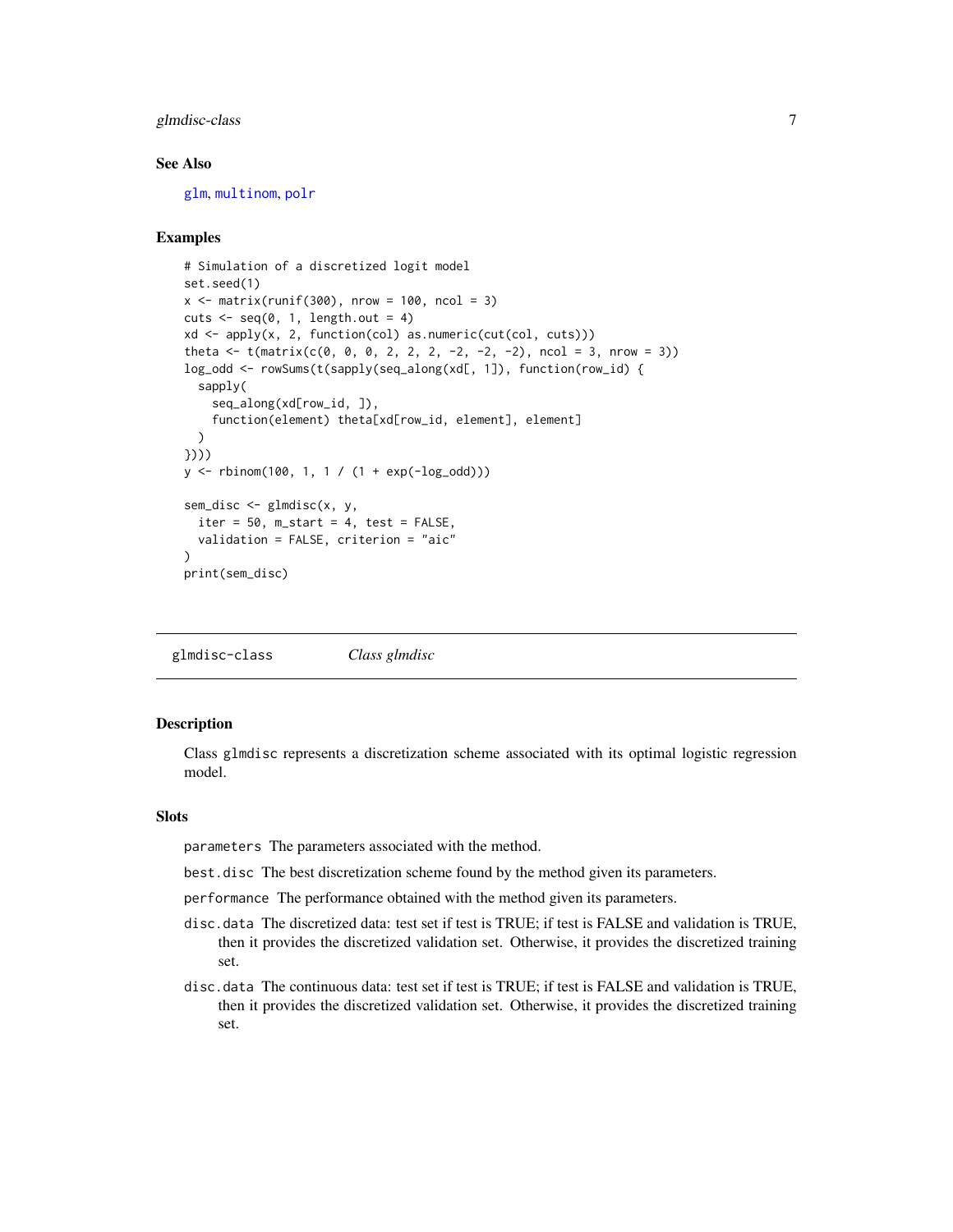## See Also

glm, multinom, polr

## Examples

```
# Simulation of a discretized logit model
set.seed(1)
x <- matrix(runif(300), nrow = 100, ncol = 3)
cuts <- seq(0, 1, length.out = 4)
xd <- apply(x, 2, function(col) as.numeric(cut(col, cuts)))
theta <- t(matrix(c(0, 0, 0, 2, 2, 2, -2, -2, -2), ncol = 3, nrow = 3))
log_odd <- rowSums(t(sapply(seq_along(xd[, 1]), function(row_id) {
  sapply(
    seq_along(xd[row_id, ]),
    function(element) theta[xd[row_id, element], element]
  )
})))
y <- rbinom(100, 1, 1 / (1 + exp(-log_odd)))

sem_disc <- glmdisc(x, y,
  iter = 50, m_start = 4, test = FALSE,
  validation = FALSE, criterion = "aic"
)
print(sem_disc)
```

---

# glmdisc-class *Class glmdisc*

---

## Description

Class `glmdisc` represents a discretization scheme associated with its optimal logistic regression model.

## Slots

`parameters` The parameters associated with the method.

`best.disc` The best discretization scheme found by the method given its parameters.

`performance` The performance obtained with the method given its parameters.

`disc.data` The discretized data: test set if test is TRUE; if test is FALSE and validation is TRUE, then it provides the discretized validation set. Otherwise, it provides the discretized training set.

`disc.data` The continuous data: test set if test is TRUE; if test is FALSE and validation is TRUE, then it provides the discretized validation set. Otherwise, it provides the discretized training set.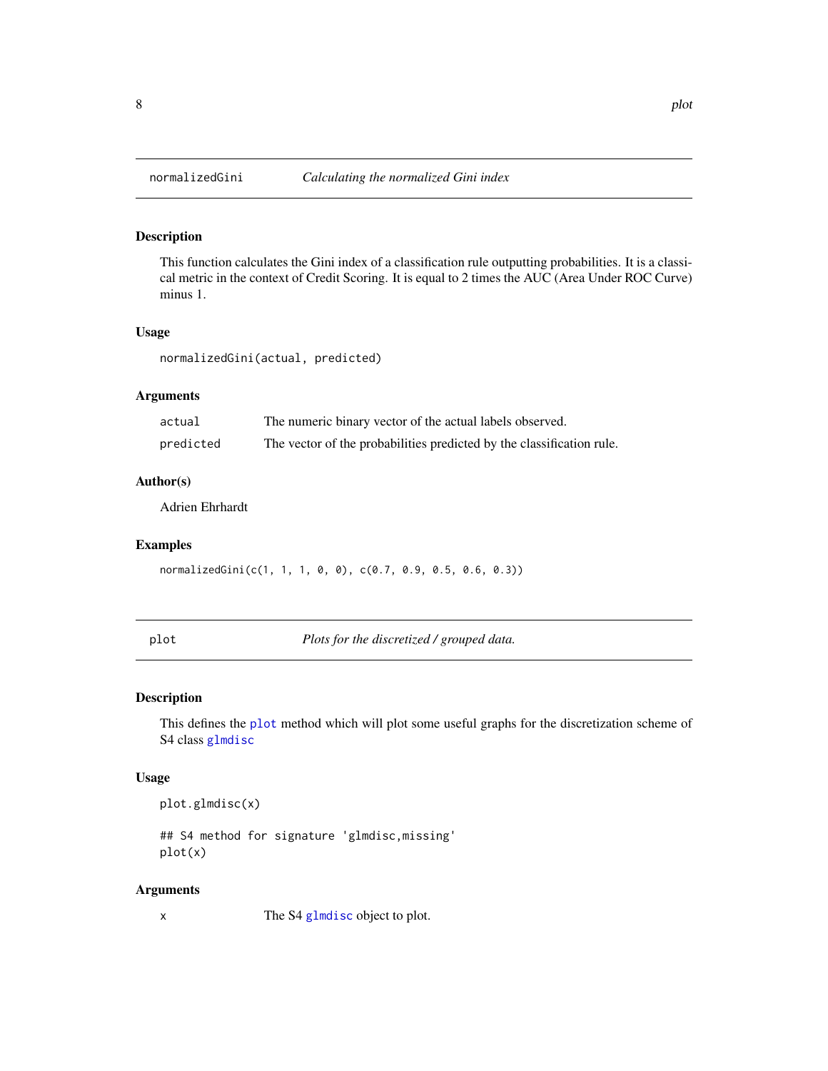## normalizedGini — *Calculating the normalized Gini index*

### Description

This function calculates the Gini index of a classification rule outputting probabilities. It is a classical metric in the context of Credit Scoring. It is equal to 2 times the AUC (Area Under ROC Curve) minus 1.

### Usage

```
normalizedGini(actual, predicted)
```

### Arguments

| | |
|---|---|
| actual | The numeric binary vector of the actual labels observed. |
| predicted | The vector of the probabilities predicted by the classification rule. |

### Author(s)

Adrien Ehrhardt

### Examples

```
normalizedGini(c(1, 1, 1, 0, 0), c(0.7, 0.9, 0.5, 0.6, 0.3))
```

## plot — *Plots for the discretized / grouped data.*

### Description

This defines the plot method which will plot some useful graphs for the discretization scheme of S4 class glmdisc

### Usage

```
plot.glmdisc(x)

## S4 method for signature 'glmdisc,missing'
plot(x)
```

### Arguments

| | |
|---|---|
| x | The S4 glmdisc object to plot. |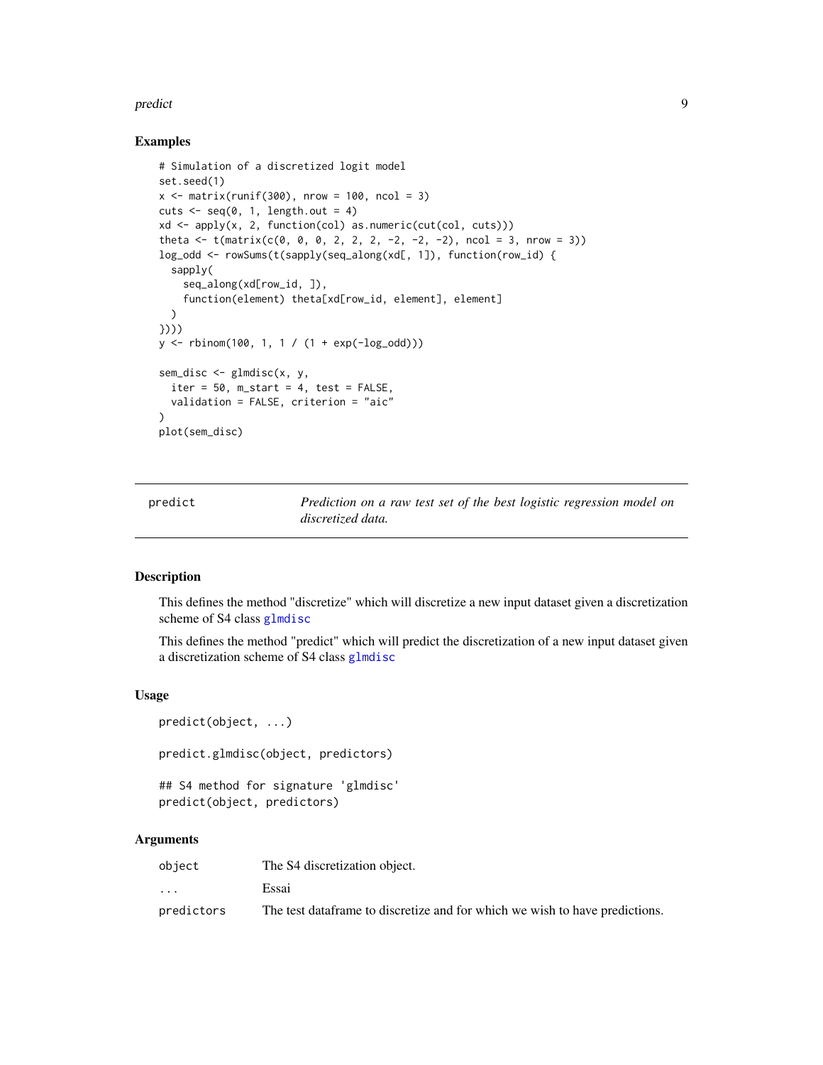### Examples

```
# Simulation of a discretized logit model
set.seed(1)
x <- matrix(runif(300), nrow = 100, ncol = 3)
cuts <- seq(0, 1, length.out = 4)
xd <- apply(x, 2, function(col) as.numeric(cut(col, cuts)))
theta <- t(matrix(c(0, 0, 0, 2, 2, 2, -2, -2, -2), ncol = 3, nrow = 3))
log_odd <- rowSums(t(sapply(seq_along(xd[, 1]), function(row_id) {
  sapply(
    seq_along(xd[row_id, ]),
    function(element) theta[xd[row_id, element], element]
  )
})))
y <- rbinom(100, 1, 1 / (1 + exp(-log_odd)))

sem_disc <- glmdisc(x, y,
  iter = 50, m_start = 4, test = FALSE,
  validation = FALSE, criterion = "aic"
)
plot(sem_disc)
```

---

| predict | *Prediction on a raw test set of the best logistic regression model on discretized data.* |
|---|---|

---

### Description

This defines the method "discretize" which will discretize a new input dataset given a discretization scheme of S4 class glmdisc

This defines the method "predict" which will predict the discretization of a new input dataset given a discretization scheme of S4 class glmdisc

### Usage

```
predict(object, ...)

predict.glmdisc(object, predictors)

## S4 method for signature 'glmdisc'
predict(object, predictors)
```

### Arguments

| | |
|---|---|
| object | The S4 discretization object. |
| ... | Essai |
| predictors | The test dataframe to discretize and for which we wish to have predictions. |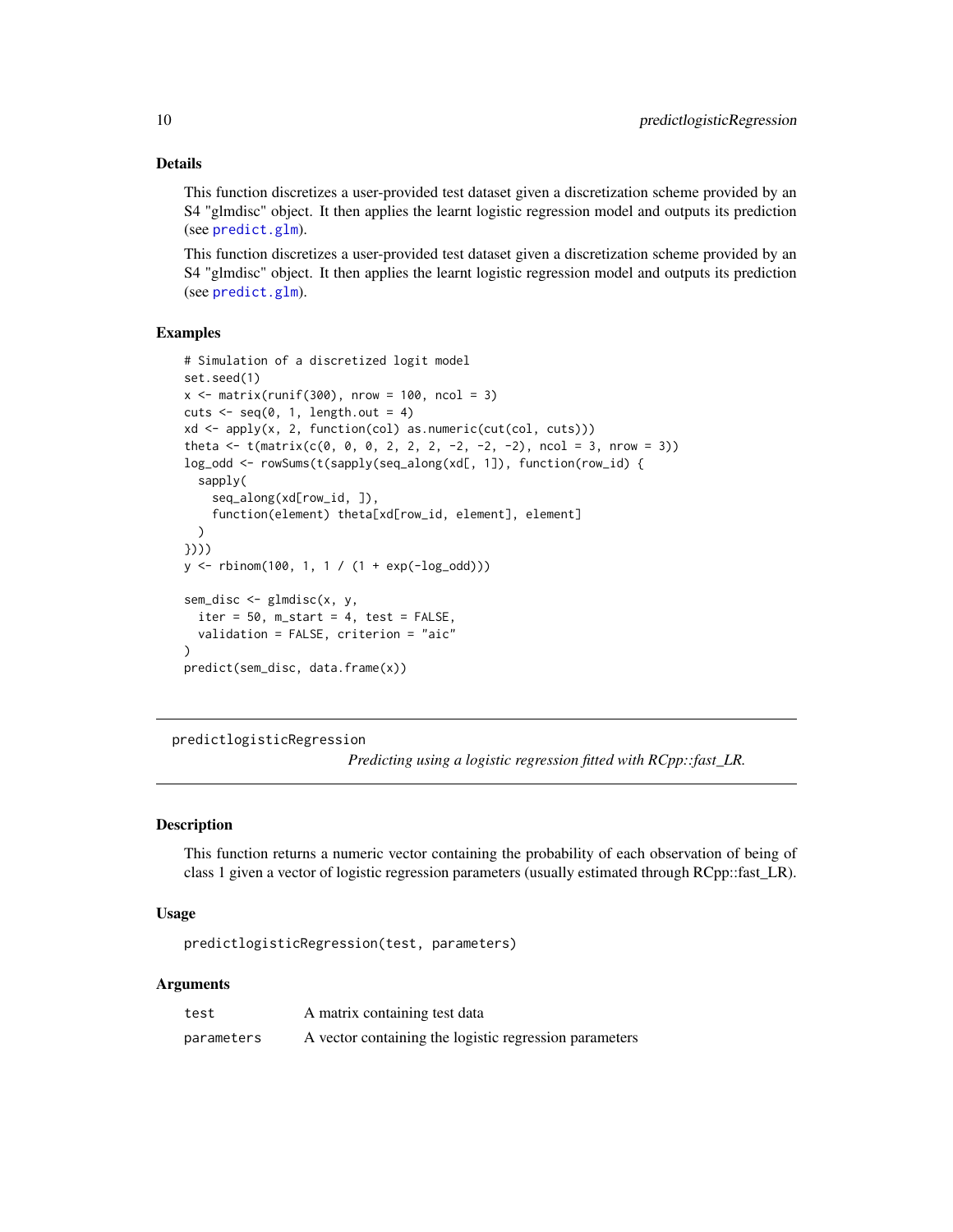### Details

This function discretizes a user-provided test dataset given a discretization scheme provided by an S4 "glmdisc" object. It then applies the learnt logistic regression model and outputs its prediction (see predict.glm).

This function discretizes a user-provided test dataset given a discretization scheme provided by an S4 "glmdisc" object. It then applies the learnt logistic regression model and outputs its prediction (see predict.glm).

### Examples

```
# Simulation of a discretized logit model
set.seed(1)
x <- matrix(runif(300), nrow = 100, ncol = 3)
cuts <- seq(0, 1, length.out = 4)
xd <- apply(x, 2, function(col) as.numeric(cut(col, cuts)))
theta <- t(matrix(c(0, 0, 0, 2, 2, 2, -2, -2, -2), ncol = 3, nrow = 3))
log_odd <- rowSums(t(sapply(seq_along(xd[, 1]), function(row_id) {
  sapply(
    seq_along(xd[row_id, ]),
    function(element) theta[xd[row_id, element], element]
  )
})))
y <- rbinom(100, 1, 1 / (1 + exp(-log_odd)))

sem_disc <- glmdisc(x, y,
  iter = 50, m_start = 4, test = FALSE,
  validation = FALSE, criterion = "aic"
)
predict(sem_disc, data.frame(x))
```

---

## predictlogisticRegression

*Predicting using a logistic regression fitted with RCpp::fast_LR.*

### Description

This function returns a numeric vector containing the probability of each observation of being of class 1 given a vector of logistic regression parameters (usually estimated through RCpp::fast_LR).

### Usage

```
predictlogisticRegression(test, parameters)
```

### Arguments

| | |
|---|---|
| `test` | A matrix containing test data |
| `parameters` | A vector containing the logistic regression parameters |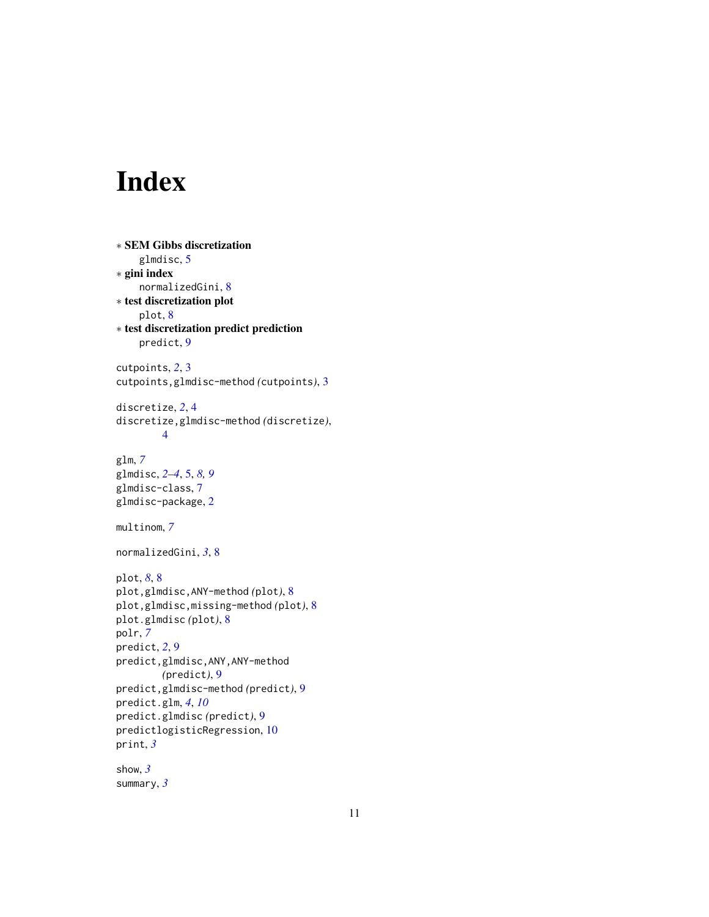# Index

∗ **SEM Gibbs discretization**
    glmdisc, 5

∗ **gini index**
    normalizedGini, 8

∗ **test discretization plot**
    plot, 8

∗ **test discretization predict prediction**
    predict, 9

cutpoints, *2*, 3
cutpoints,glmdisc-method *(*cutpoints*)*, 3

discretize, *2*, 4
discretize,glmdisc-method *(*discretize*)*, 4

glm, *7*
glmdisc, *2–4*, 5, *8, 9*
glmdisc-class, 7
glmdisc-package, 2

multinom, *7*

normalizedGini, *3*, 8

plot, *8*, 8
plot,glmdisc,ANY-method *(*plot*)*, 8
plot,glmdisc,missing-method *(*plot*)*, 8
plot.glmdisc *(*plot*)*, 8
polr, *7*
predict, *2*, 9
predict,glmdisc,ANY,ANY-method *(*predict*)*, 9
predict,glmdisc-method *(*predict*)*, 9
predict.glm, *4*, *10*
predict.glmdisc *(*predict*)*, 9
predictlogisticRegression, 10
print, *3*

show, *3*
summary, *3*